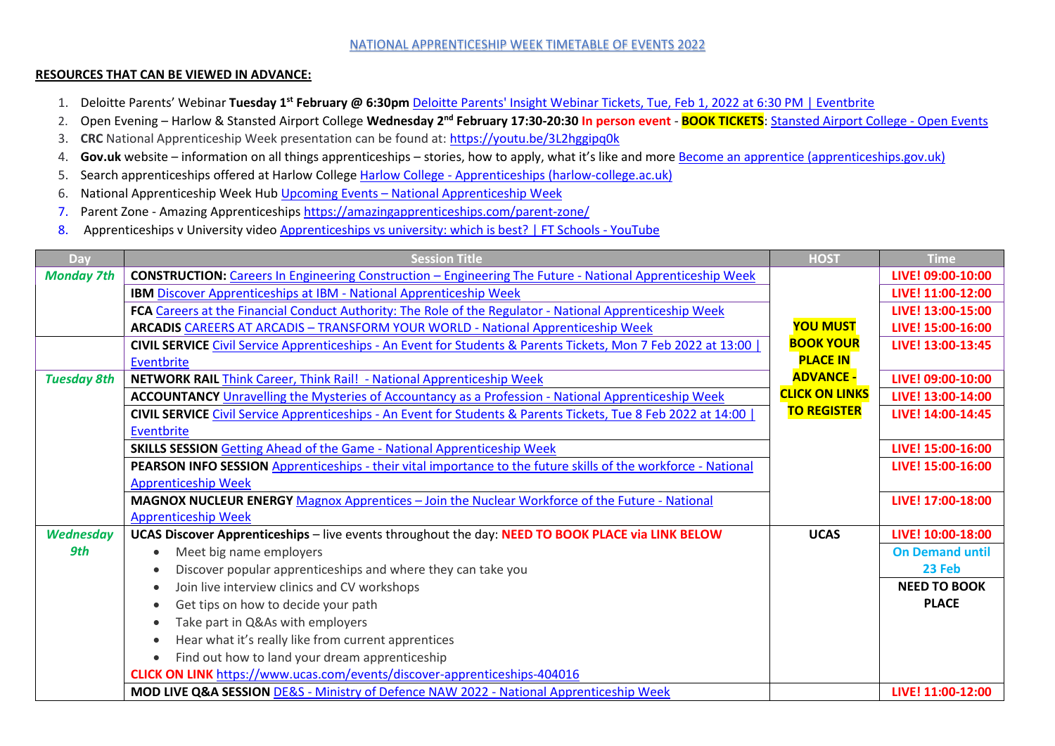# NATIONAL APPRENTICESHIP WEEK TIMETABLE OF EVENTS 2022

**RESOURCES THAT CAN BE VIEWED IN ADVANCE:**

1. Deloitte Parents' Webinar **Tuesday 1st February @ 6:30pm** Deloitte Parents' Insight Webinar Tickets, Tue, Feb 1, 2022 at 6:30 PM | Eventbrite
2. Open Evening – Harlow & Stansted Airport College **Wednesday 2nd February 17:30-20:30** **In person event** - **BOOK TICKETS**: Stansted Airport College - Open Events
3. **CRC** National Apprenticeship Week presentation can be found at: https://youtu.be/3L2hggipq0k
4. **Gov.uk** website – information on all things apprenticeships – stories, how to apply, what it's like and more Become an apprentice (apprenticeships.gov.uk)
5. Search apprenticeships offered at Harlow College Harlow College - Apprenticeships (harlow-college.ac.uk)
6. National Apprenticeship Week Hub Upcoming Events – National Apprenticeship Week
7. Parent Zone - Amazing Apprenticeships https://amazingapprenticeships.com/parent-zone/
8. Apprenticeships v University video Apprenticeships vs university: which is best? | FT Schools - YouTube

| Day | Session Title | HOST | Time |
|---|---|---|---|
| ***Monday 7th*** | **CONSTRUCTION:** Careers In Engineering Construction – Engineering The Future - National Apprenticeship Week | **YOU MUST BOOK YOUR PLACE IN ADVANCE - CLICK ON LINKS TO REGISTER** | **LIVE! 09:00-10:00** |
| | **IBM** Discover Apprenticeships at IBM - National Apprenticeship Week | | **LIVE! 11:00-12:00** |
| | **FCA** Careers at the Financial Conduct Authority: The Role of the Regulator - National Apprenticeship Week | | **LIVE! 13:00-15:00** |
| | **ARCADIS** CAREERS AT ARCADIS – TRANSFORM YOUR WORLD - National Apprenticeship Week | | **LIVE! 15:00-16:00** |
| | **CIVIL SERVICE** Civil Service Apprenticeships - An Event for Students & Parents Tickets, Mon 7 Feb 2022 at 13:00 \| Eventbrite | | **LIVE! 13:00-13:45** |
| ***Tuesday 8th*** | **NETWORK RAIL** Think Career, Think Rail! - National Apprenticeship Week | | **LIVE! 09:00-10:00** |
| | **ACCOUNTANCY** Unravelling the Mysteries of Accountancy as a Profession - National Apprenticeship Week | | **LIVE! 13:00-14:00** |
| | **CIVIL SERVICE** Civil Service Apprenticeships - An Event for Students & Parents Tickets, Tue 8 Feb 2022 at 14:00 \| Eventbrite | | **LIVE! 14:00-14:45** |
| | **SKILLS SESSION** Getting Ahead of the Game - National Apprenticeship Week | | **LIVE! 15:00-16:00** |
| | **PEARSON INFO SESSION** Apprenticeships - their vital importance to the future skills of the workforce - National Apprenticeship Week | | **LIVE! 15:00-16:00** |
| | **MAGNOX NUCLEUR ENERGY** Magnox Apprentices – Join the Nuclear Workforce of the Future - National Apprenticeship Week | | **LIVE! 17:00-18:00** |
| ***Wednesday 9th*** | **UCAS Discover Apprenticeships** – live events throughout the day: **NEED TO BOOK PLACE via LINK BELOW**<br>• Meet big name employers<br>• Discover popular apprenticeships and where they can take you<br>• Join live interview clinics and CV workshops<br>• Get tips on how to decide your path<br>• Take part in Q&As with employers<br>• Hear what it's really like from current apprentices<br>• Find out how to land your dream apprenticeship<br>**CLICK ON LINK** https://www.ucas.com/events/discover-apprenticeships-404016 | **UCAS** | **LIVE! 10:00-18:00**<br>**On Demand until 23 Feb**<br>**NEED TO BOOK PLACE** |
| | **MOD LIVE Q&A SESSION** DE&S - Ministry of Defence NAW 2022 - National Apprenticeship Week | | **LIVE! 11:00-12:00** |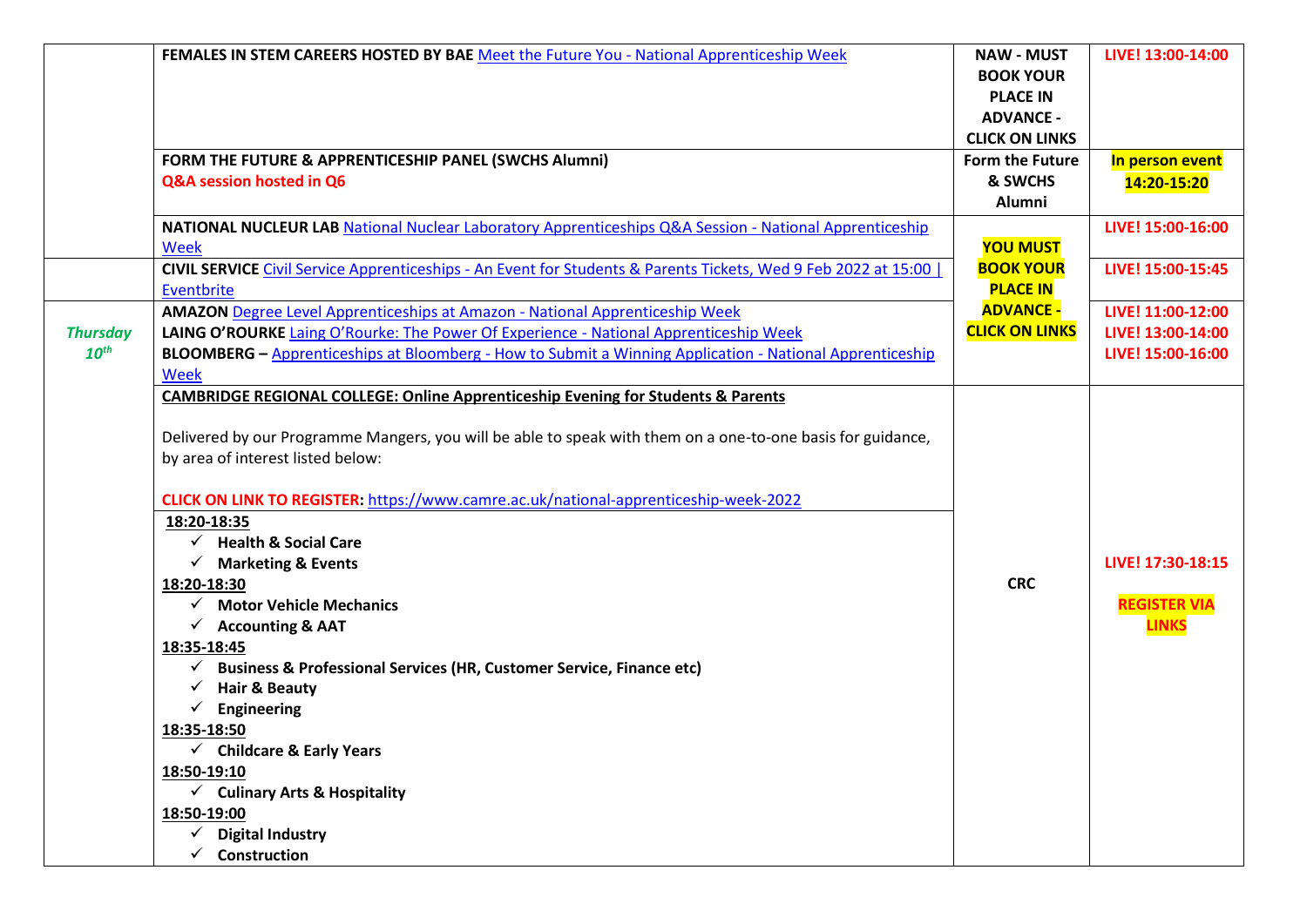| | | | |
|---|---|---|---|
| | **FEMALES IN STEM CAREERS HOSTED BY BAE** Meet the Future You - National Apprenticeship Week | **NAW - MUST BOOK YOUR PLACE IN ADVANCE - CLICK ON LINKS** | **LIVE! 13:00-14:00** |
| | **FORM THE FUTURE & APPRENTICESHIP PANEL (SWCHS Alumni)**<br>**Q&A session hosted in Q6** | **Form the Future & SWCHS Alumni** | **In person event 14:20-15:20** |
| | **NATIONAL NUCLEUR LAB** National Nuclear Laboratory Apprenticeships Q&A Session - National Apprenticeship Week | **YOU MUST BOOK YOUR PLACE IN ADVANCE - CLICK ON LINKS** | **LIVE! 15:00-16:00** |
| | **CIVIL SERVICE** Civil Service Apprenticeships - An Event for Students & Parents Tickets, Wed 9 Feb 2022 at 15:00 \| Eventbrite | | **LIVE! 15:00-15:45** |
| ***Thursday 10th*** | **AMAZON** Degree Level Apprenticeships at Amazon - National Apprenticeship Week<br>**LAING O'ROURKE** Laing O'Rourke: The Power Of Experience - National Apprenticeship Week<br>**BLOOMBERG –** Apprenticeships at Bloomberg - How to Submit a Winning Application - National Apprenticeship Week | | **LIVE! 11:00-12:00**<br>**LIVE! 13:00-14:00**<br>**LIVE! 15:00-16:00** |
| | **CAMBRIDGE REGIONAL COLLEGE: Online Apprenticeship Evening for Students & Parents**<br><br>Delivered by our Programme Mangers, you will be able to speak with them on a one-to-one basis for guidance, by area of interest listed below:<br><br>**CLICK ON LINK TO REGISTER:** https://www.camre.ac.uk/national-apprenticeship-week-2022<br><br>**18:20-18:35**<br>✓ **Health & Social Care**<br>✓ **Marketing & Events**<br>**18:20-18:30**<br>✓ **Motor Vehicle Mechanics**<br>✓ **Accounting & AAT**<br>**18:35-18:45**<br>✓ **Business & Professional Services (HR, Customer Service, Finance etc)**<br>✓ **Hair & Beauty**<br>✓ **Engineering**<br>**18:35-18:50**<br>✓ **Childcare & Early Years**<br>**18:50-19:10**<br>✓ **Culinary Arts & Hospitality**<br>**18:50-19:00**<br>✓ **Digital Industry**<br>✓ **Construction** | **CRC** | **LIVE! 17:30-18:15**<br><br>**REGISTER VIA LINKS** |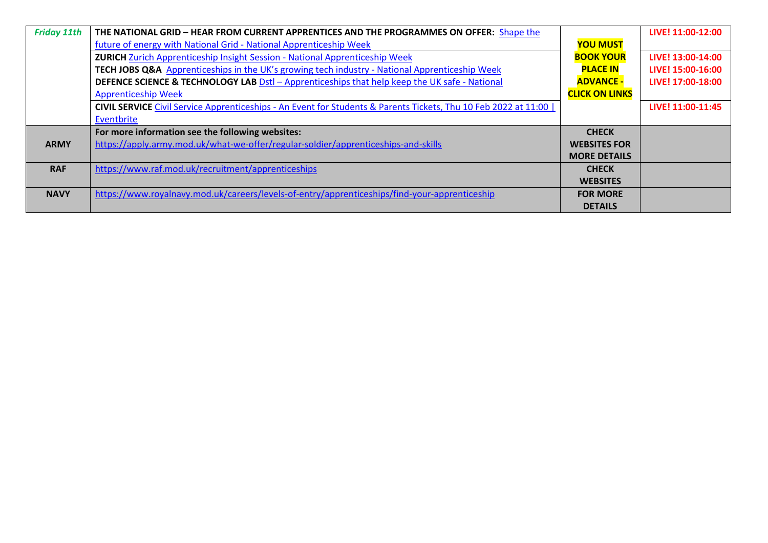| | | | |
|---|---|---|---|
| *Friday 11th* | **THE NATIONAL GRID – HEAR FROM CURRENT APPRENTICES AND THE PROGRAMMES ON OFFER:** Shape the future of energy with National Grid - National Apprenticeship Week | **YOU MUST BOOK YOUR PLACE IN ADVANCE - CLICK ON LINKS** | **LIVE! 11:00-12:00** |
| | **ZURICH** Zurich Apprenticeship Insight Session - National Apprenticeship Week | | **LIVE! 13:00-14:00** |
| | **TECH JOBS Q&A** Apprenticeships in the UK's growing tech industry - National Apprenticeship Week | | **LIVE! 15:00-16:00** |
| | **DEFENCE SCIENCE & TECHNOLOGY LAB** Dstl – Apprenticeships that help keep the UK safe - National Apprenticeship Week | | **LIVE! 17:00-18:00** |
| | **CIVIL SERVICE** Civil Service Apprenticeships - An Event for Students & Parents Tickets, Thu 10 Feb 2022 at 11:00 \| Eventbrite | | **LIVE! 11:00-11:45** |
| **ARMY** | **For more information see the following websites:** https://apply.army.mod.uk/what-we-offer/regular-soldier/apprenticeships-and-skills | **CHECK WEBSITES FOR MORE DETAILS** | |
| **RAF** | https://www.raf.mod.uk/recruitment/apprenticeships | **CHECK WEBSITES** | |
| **NAVY** | https://www.royalnavy.mod.uk/careers/levels-of-entry/apprenticeships/find-your-apprenticeship | **FOR MORE DETAILS** | |